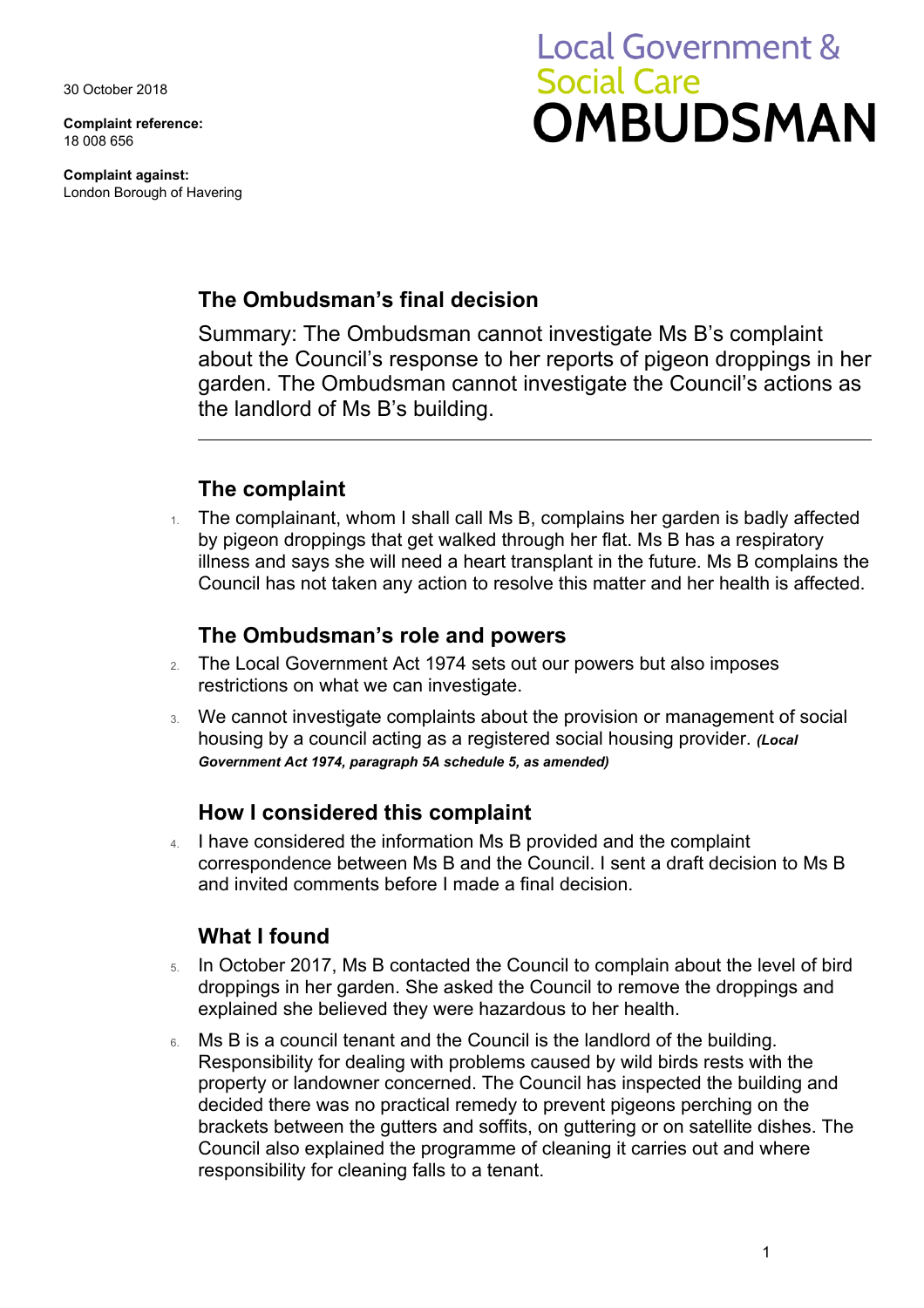30 October 2018

**Complaint reference:**
18 008 656

**Complaint against:**
London Borough of Havering

Local Government & Social Care
**OMBUDSMAN**

## The Ombudsman's final decision

Summary: The Ombudsman cannot investigate Ms B's complaint about the Council's response to her reports of pigeon droppings in her garden. The Ombudsman cannot investigate the Council's actions as the landlord of Ms B's building.

## The complaint

1. The complainant, whom I shall call Ms B, complains her garden is badly affected by pigeon droppings that get walked through her flat. Ms B has a respiratory illness and says she will need a heart transplant in the future. Ms B complains the Council has not taken any action to resolve this matter and her health is affected.

## The Ombudsman's role and powers

2. The Local Government Act 1974 sets out our powers but also imposes restrictions on what we can investigate.

3. We cannot investigate complaints about the provision or management of social housing by a council acting as a registered social housing provider. ***(Local Government Act 1974, paragraph 5A schedule 5, as amended)***

## How I considered this complaint

4. I have considered the information Ms B provided and the complaint correspondence between Ms B and the Council. I sent a draft decision to Ms B and invited comments before I made a final decision.

## What I found

5. In October 2017, Ms B contacted the Council to complain about the level of bird droppings in her garden. She asked the Council to remove the droppings and explained she believed they were hazardous to her health.

6. Ms B is a council tenant and the Council is the landlord of the building. Responsibility for dealing with problems caused by wild birds rests with the property or landowner concerned. The Council has inspected the building and decided there was no practical remedy to prevent pigeons perching on the brackets between the gutters and soffits, on guttering or on satellite dishes. The Council also explained the programme of cleaning it carries out and where responsibility for cleaning falls to a tenant.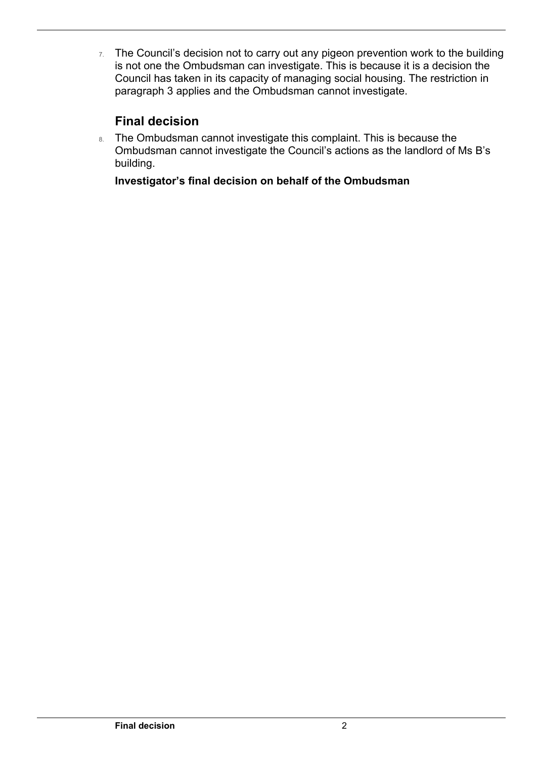7. The Council's decision not to carry out any pigeon prevention work to the building is not one the Ombudsman can investigate. This is because it is a decision the Council has taken in its capacity of managing social housing. The restriction in paragraph 3 applies and the Ombudsman cannot investigate.

## Final decision

8. The Ombudsman cannot investigate this complaint. This is because the Ombudsman cannot investigate the Council's actions as the landlord of Ms B's building.

**Investigator's final decision on behalf of the Ombudsman**